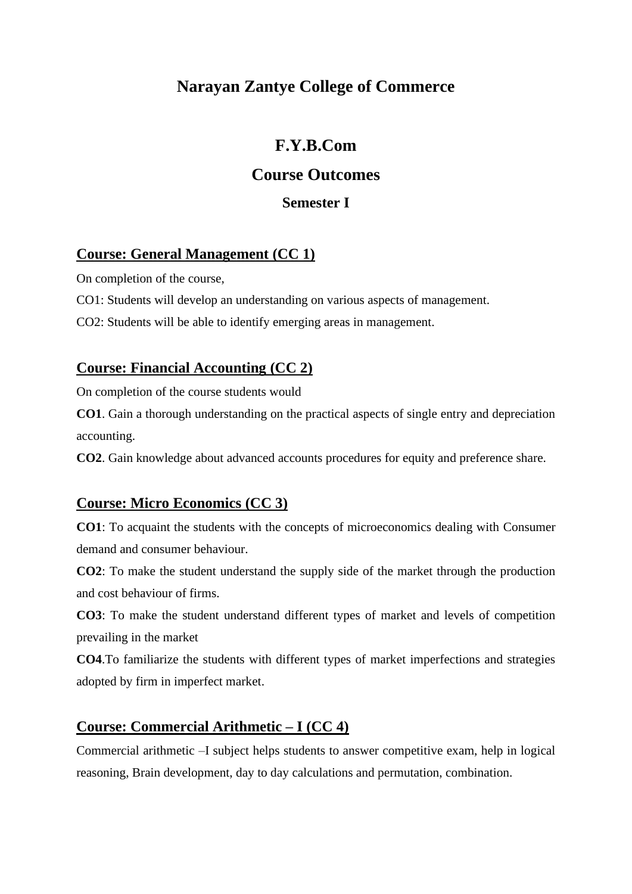# Narayan Zantye College of Commerce

## F.Y.B.Com

## Course Outcomes

### Semester I

**Course: General Management (CC 1)**

On completion of the course,

CO1: Students will develop an understanding on various aspects of management.

CO2: Students will be able to identify emerging areas in management.

**Course: Financial Accounting (CC 2)**

On completion of the course students would

**CO1**. Gain a thorough understanding on the practical aspects of single entry and depreciation accounting.

**CO2**. Gain knowledge about advanced accounts procedures for equity and preference share.

**Course: Micro Economics (CC 3)**

**CO1**: To acquaint the students with the concepts of microeconomics dealing with Consumer demand and consumer behaviour.

**CO2**: To make the student understand the supply side of the market through the production and cost behaviour of firms.

**CO3**: To make the student understand different types of market and levels of competition prevailing in the market

**CO4**.To familiarize the students with different types of market imperfections and strategies adopted by firm in imperfect market.

**Course: Commercial Arithmetic – I (CC 4)**

Commercial arithmetic –I subject helps students to answer competitive exam, help in logical reasoning, Brain development, day to day calculations and permutation, combination.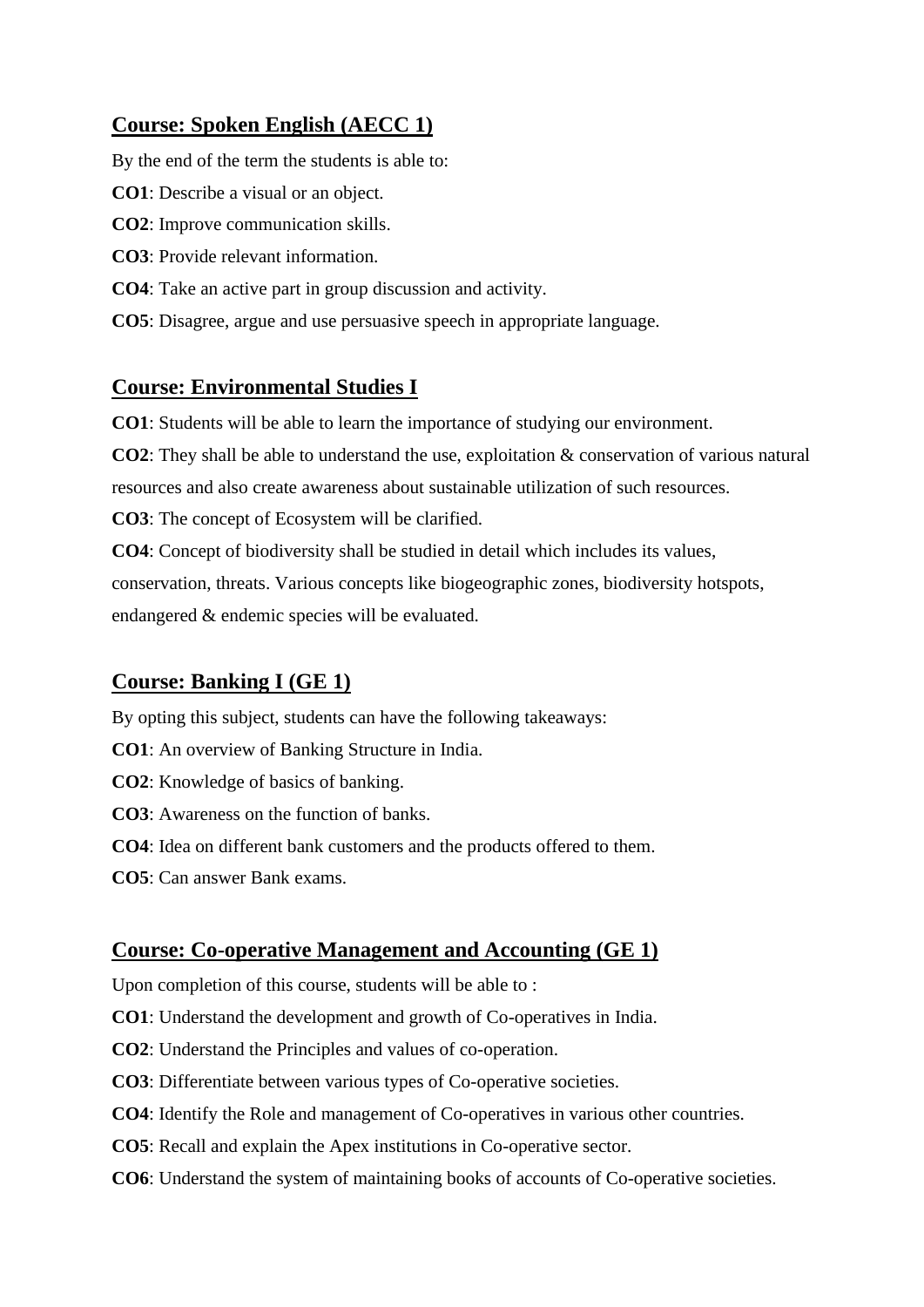## Course: Spoken English (AECC 1)

By the end of the term the students is able to:

**CO1**: Describe a visual or an object.

**CO2**: Improve communication skills.

**CO3**: Provide relevant information.

**CO4**: Take an active part in group discussion and activity.

**CO5**: Disagree, argue and use persuasive speech in appropriate language.

## Course: Environmental Studies I

**CO1**: Students will be able to learn the importance of studying our environment.

**CO2**: They shall be able to understand the use, exploitation & conservation of various natural resources and also create awareness about sustainable utilization of such resources.

**CO3**: The concept of Ecosystem will be clarified.

**CO4**: Concept of biodiversity shall be studied in detail which includes its values, conservation, threats. Various concepts like biogeographic zones, biodiversity hotspots, endangered & endemic species will be evaluated.

## Course: Banking I (GE 1)

By opting this subject, students can have the following takeaways:

**CO1**: An overview of Banking Structure in India.

**CO2**: Knowledge of basics of banking.

**CO3**: Awareness on the function of banks.

**CO4**: Idea on different bank customers and the products offered to them.

**CO5**: Can answer Bank exams.

## Course: Co-operative Management and Accounting (GE 1)

Upon completion of this course, students will be able to :

**CO1**: Understand the development and growth of Co-operatives in India.

**CO2**: Understand the Principles and values of co-operation.

**CO3**: Differentiate between various types of Co-operative societies.

**CO4**: Identify the Role and management of Co-operatives in various other countries.

**CO5**: Recall and explain the Apex institutions in Co-operative sector.

**CO6**: Understand the system of maintaining books of accounts of Co-operative societies.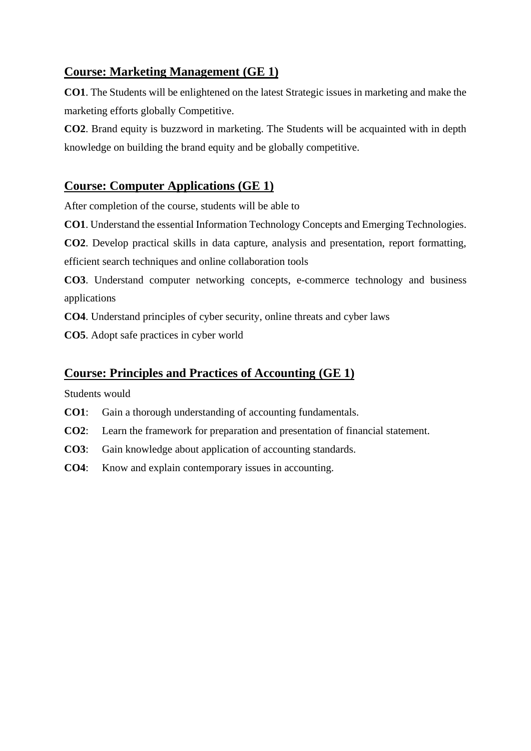## Course: Marketing Management (GE 1)

**CO1**. The Students will be enlightened on the latest Strategic issues in marketing and make the marketing efforts globally Competitive.

**CO2**. Brand equity is buzzword in marketing. The Students will be acquainted with in depth knowledge on building the brand equity and be globally competitive.

## Course: Computer Applications (GE 1)

After completion of the course, students will be able to

**CO1**. Understand the essential Information Technology Concepts and Emerging Technologies.

**CO2**. Develop practical skills in data capture, analysis and presentation, report formatting, efficient search techniques and online collaboration tools

**CO3**. Understand computer networking concepts, e-commerce technology and business applications

**CO4**. Understand principles of cyber security, online threats and cyber laws

**CO5**. Adopt safe practices in cyber world

## Course: Principles and Practices of Accounting (GE 1)

Students would

**CO1**: Gain a thorough understanding of accounting fundamentals.

**CO2**: Learn the framework for preparation and presentation of financial statement.

**CO3**: Gain knowledge about application of accounting standards.

**CO4**: Know and explain contemporary issues in accounting.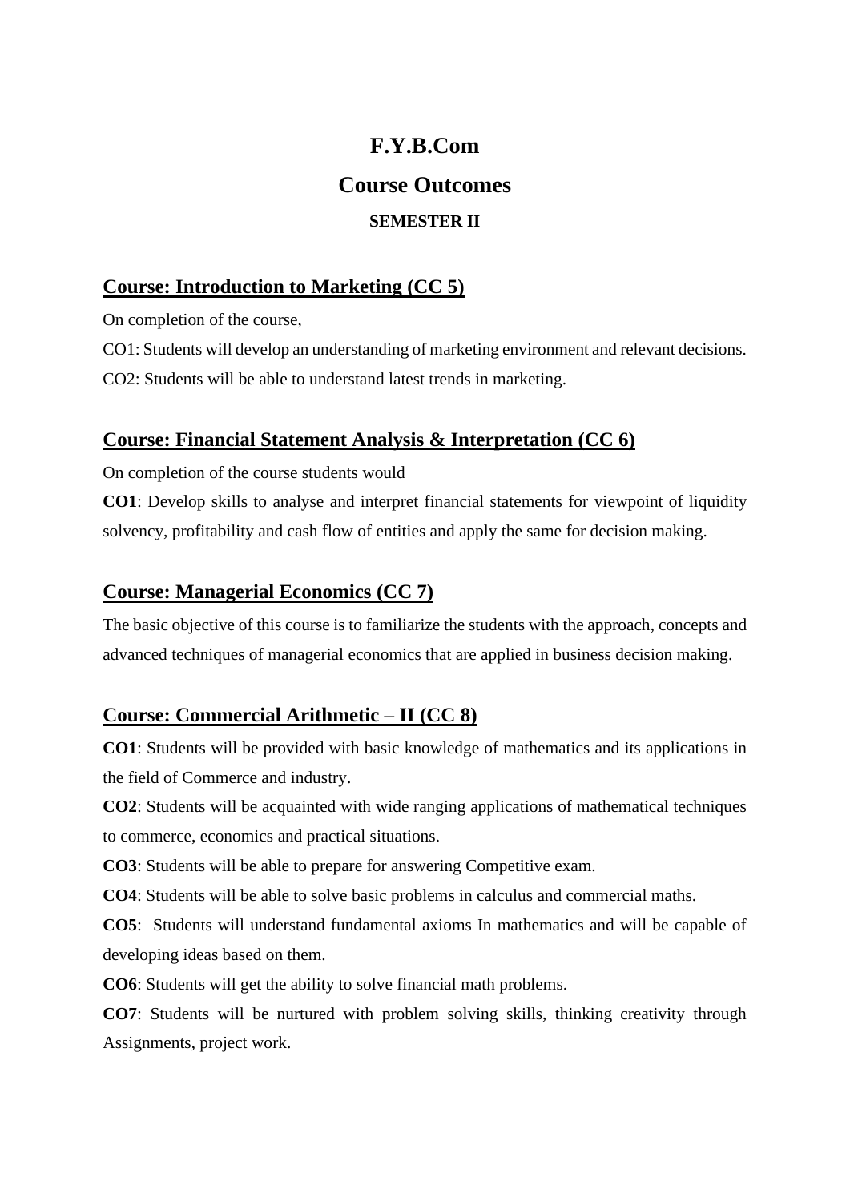# F.Y.B.Com

## Course Outcomes

### SEMESTER II

## Course: Introduction to Marketing (CC 5)

On completion of the course,

CO1: Students will develop an understanding of marketing environment and relevant decisions.

CO2: Students will be able to understand latest trends in marketing.

## Course: Financial Statement Analysis & Interpretation (CC 6)

On completion of the course students would

**CO1**: Develop skills to analyse and interpret financial statements for viewpoint of liquidity solvency, profitability and cash flow of entities and apply the same for decision making.

## Course: Managerial Economics (CC 7)

The basic objective of this course is to familiarize the students with the approach, concepts and advanced techniques of managerial economics that are applied in business decision making.

## Course: Commercial Arithmetic – II (CC 8)

**CO1**: Students will be provided with basic knowledge of mathematics and its applications in the field of Commerce and industry.

**CO2**: Students will be acquainted with wide ranging applications of mathematical techniques to commerce, economics and practical situations.

**CO3**: Students will be able to prepare for answering Competitive exam.

**CO4**: Students will be able to solve basic problems in calculus and commercial maths.

**CO5**: Students will understand fundamental axioms In mathematics and will be capable of developing ideas based on them.

**CO6**: Students will get the ability to solve financial math problems.

**CO7**: Students will be nurtured with problem solving skills, thinking creativity through Assignments, project work.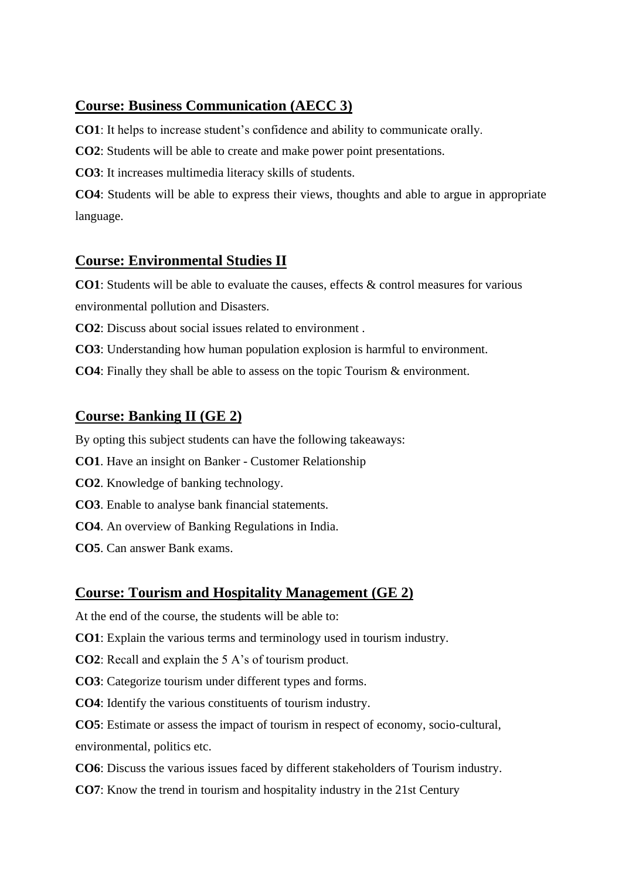## Course: Business Communication (AECC 3)

**CO1**: It helps to increase student's confidence and ability to communicate orally.

**CO2**: Students will be able to create and make power point presentations.

**CO3**: It increases multimedia literacy skills of students.

**CO4**: Students will be able to express their views, thoughts and able to argue in appropriate language.

## Course: Environmental Studies II

**CO1**: Students will be able to evaluate the causes, effects & control measures for various environmental pollution and Disasters.

**CO2**: Discuss about social issues related to environment .

**CO3**: Understanding how human population explosion is harmful to environment.

**CO4**: Finally they shall be able to assess on the topic Tourism & environment.

## Course: Banking II (GE 2)

By opting this subject students can have the following takeaways:

**CO1**. Have an insight on Banker - Customer Relationship

**CO2**. Knowledge of banking technology.

**CO3**. Enable to analyse bank financial statements.

**CO4**. An overview of Banking Regulations in India.

**CO5**. Can answer Bank exams.

## Course: Tourism and Hospitality Management (GE 2)

At the end of the course, the students will be able to:

**CO1**: Explain the various terms and terminology used in tourism industry.

**CO2**: Recall and explain the 5 A's of tourism product.

**CO3**: Categorize tourism under different types and forms.

**CO4**: Identify the various constituents of tourism industry.

**CO5**: Estimate or assess the impact of tourism in respect of economy, socio-cultural, environmental, politics etc.

**CO6**: Discuss the various issues faced by different stakeholders of Tourism industry.

**CO7**: Know the trend in tourism and hospitality industry in the 21st Century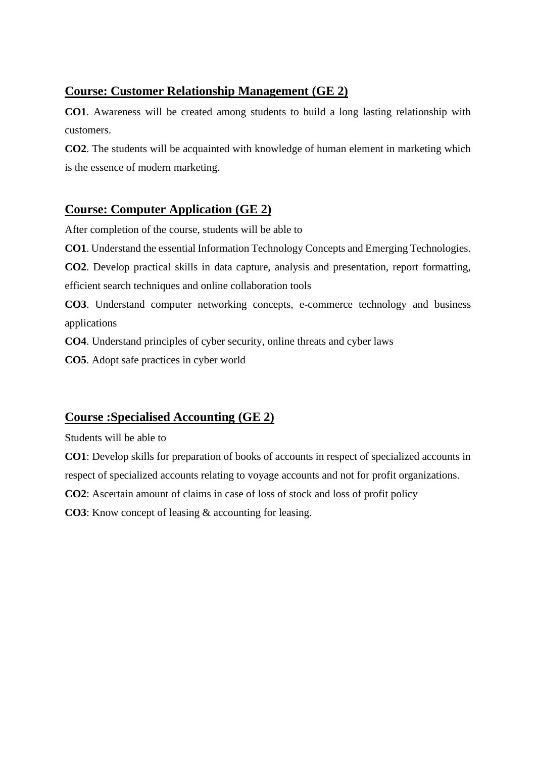## Course: Customer Relationship Management (GE 2)

**CO1**. Awareness will be created among students to build a long lasting relationship with customers.

**CO2**. The students will be acquainted with knowledge of human element in marketing which is the essence of modern marketing.

## Course: Computer Application (GE 2)

After completion of the course, students will be able to

**CO1**. Understand the essential Information Technology Concepts and Emerging Technologies.

**CO2**. Develop practical skills in data capture, analysis and presentation, report formatting, efficient search techniques and online collaboration tools

**CO3**. Understand computer networking concepts, e-commerce technology and business applications

**CO4**. Understand principles of cyber security, online threats and cyber laws

**CO5**. Adopt safe practices in cyber world

## Course :Specialised Accounting (GE 2)

Students will be able to

**CO1**: Develop skills for preparation of books of accounts in respect of specialized accounts in respect of specialized accounts relating to voyage accounts and not for profit organizations.

**CO2**: Ascertain amount of claims in case of loss of stock and loss of profit policy

**CO3**: Know concept of leasing & accounting for leasing.